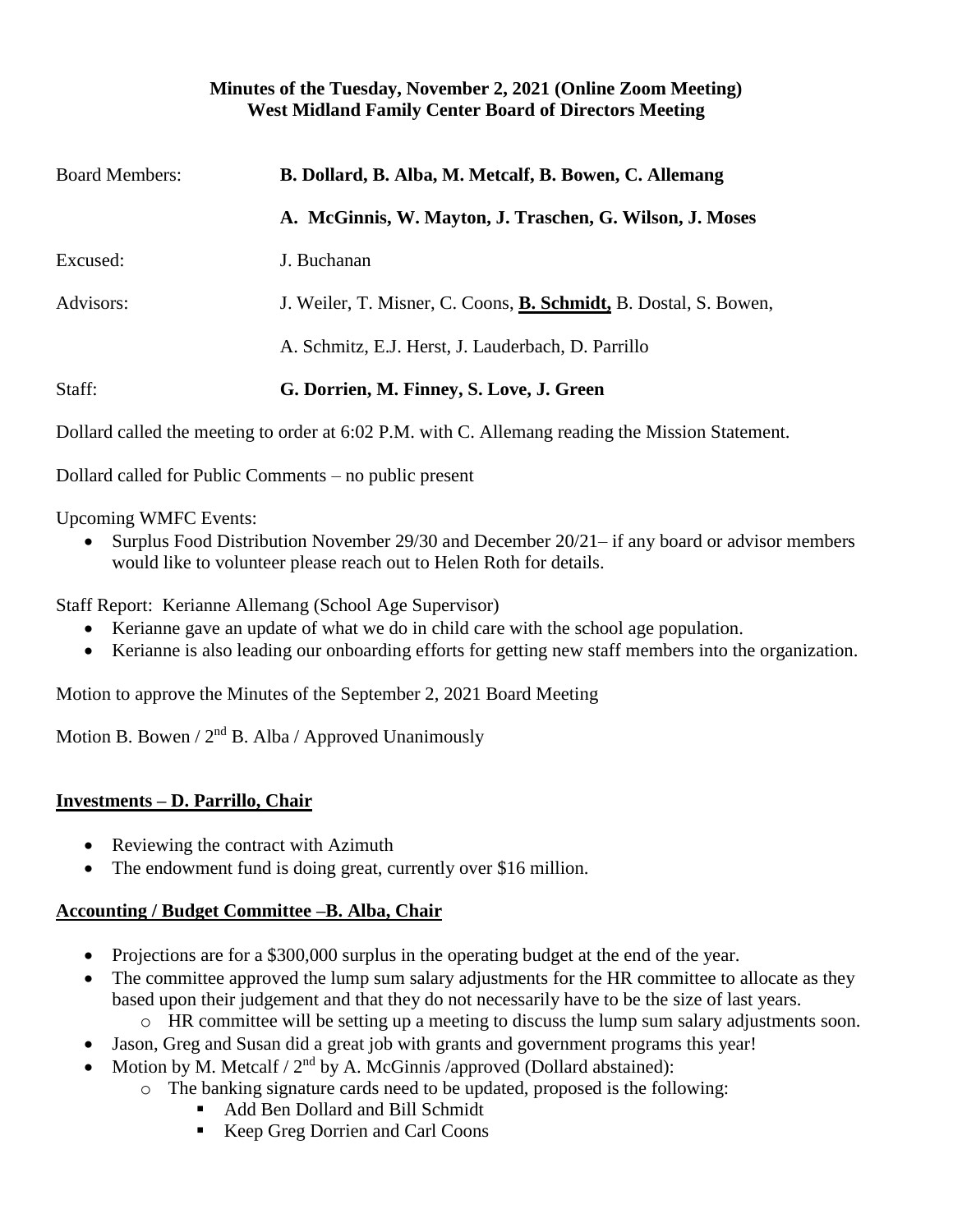**Minutes of the Tuesday, November 2, 2021 (Online Zoom Meeting)**
**West Midland Family Center Board of Directors Meeting**

Board Members: **B. Dollard, B. Alba, M. Metcalf, B. Bowen, C. Allemang**

**A. McGinnis, W. Mayton, J. Traschen, G. Wilson, J. Moses**

Excused: J. Buchanan

Advisors: J. Weiler, T. Misner, C. Coons, **B. Schmidt,** B. Dostal, S. Bowen,

A. Schmitz, E.J. Herst, J. Lauderbach, D. Parrillo

Staff: **G. Dorrien, M. Finney, S. Love, J. Green**

Dollard called the meeting to order at 6:02 P.M. with C. Allemang reading the Mission Statement.

Dollard called for Public Comments – no public present

Upcoming WMFC Events:

- Surplus Food Distribution November 29/30 and December 20/21– if any board or advisor members would like to volunteer please reach out to Helen Roth for details.

Staff Report: Kerianne Allemang (School Age Supervisor)

- Kerianne gave an update of what we do in child care with the school age population.
- Kerianne is also leading our onboarding efforts for getting new staff members into the organization.

Motion to approve the Minutes of the September 2, 2021 Board Meeting

Motion B. Bowen / 2nd B. Alba / Approved Unanimously

## Investments – D. Parrillo, Chair

- Reviewing the contract with Azimuth
- The endowment fund is doing great, currently over $16 million.

## Accounting / Budget Committee –B. Alba, Chair

- Projections are for a $300,000 surplus in the operating budget at the end of the year.
- The committee approved the lump sum salary adjustments for the HR committee to allocate as they based upon their judgement and that they do not necessarily have to be the size of last years.
  - HR committee will be setting up a meeting to discuss the lump sum salary adjustments soon.
- Jason, Greg and Susan did a great job with grants and government programs this year!
- Motion by M. Metcalf / 2nd by A. McGinnis /approved (Dollard abstained):
  - The banking signature cards need to be updated, proposed is the following:
    - Add Ben Dollard and Bill Schmidt
    - Keep Greg Dorrien and Carl Coons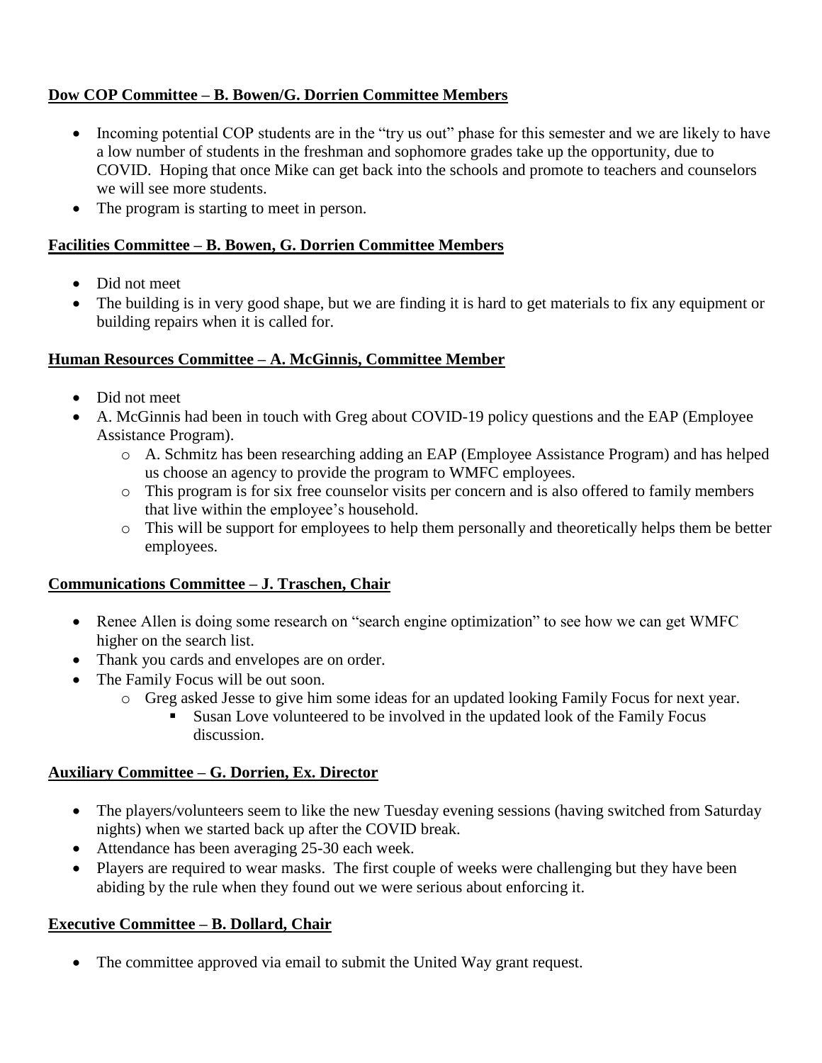**Dow COP Committee – B. Bowen/G. Dorrien Committee Members**

- Incoming potential COP students are in the "try us out" phase for this semester and we are likely to have a low number of students in the freshman and sophomore grades take up the opportunity, due to COVID. Hoping that once Mike can get back into the schools and promote to teachers and counselors we will see more students.
- The program is starting to meet in person.

**Facilities Committee – B. Bowen, G. Dorrien Committee Members**

- Did not meet
- The building is in very good shape, but we are finding it is hard to get materials to fix any equipment or building repairs when it is called for.

**Human Resources Committee – A. McGinnis, Committee Member**

- Did not meet
- A. McGinnis had been in touch with Greg about COVID-19 policy questions and the EAP (Employee Assistance Program).
  - A. Schmitz has been researching adding an EAP (Employee Assistance Program) and has helped us choose an agency to provide the program to WMFC employees.
  - This program is for six free counselor visits per concern and is also offered to family members that live within the employee's household.
  - This will be support for employees to help them personally and theoretically helps them be better employees.

**Communications Committee – J. Traschen, Chair**

- Renee Allen is doing some research on "search engine optimization" to see how we can get WMFC higher on the search list.
- Thank you cards and envelopes are on order.
- The Family Focus will be out soon.
  - Greg asked Jesse to give him some ideas for an updated looking Family Focus for next year.
    - Susan Love volunteered to be involved in the updated look of the Family Focus discussion.

**Auxiliary Committee – G. Dorrien, Ex. Director**

- The players/volunteers seem to like the new Tuesday evening sessions (having switched from Saturday nights) when we started back up after the COVID break.
- Attendance has been averaging 25-30 each week.
- Players are required to wear masks. The first couple of weeks were challenging but they have been abiding by the rule when they found out we were serious about enforcing it.

**Executive Committee – B. Dollard, Chair**

- The committee approved via email to submit the United Way grant request.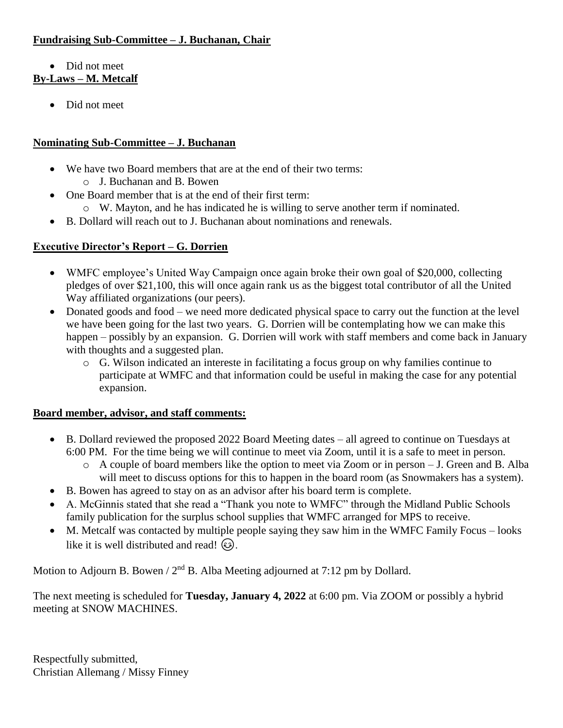**Fundraising Sub-Committee – J. Buchanan, Chair**

- Did not meet

**By-Laws – M. Metcalf**

- Did not meet

**Nominating Sub-Committee – J. Buchanan**

- We have two Board members that are at the end of their two terms:
  - J. Buchanan and B. Bowen
- One Board member that is at the end of their first term:
  - W. Mayton, and he has indicated he is willing to serve another term if nominated.
- B. Dollard will reach out to J. Buchanan about nominations and renewals.

**Executive Director's Report – G. Dorrien**

- WMFC employee's United Way Campaign once again broke their own goal of $20,000, collecting pledges of over $21,100, this will once again rank us as the biggest total contributor of all the United Way affiliated organizations (our peers).
- Donated goods and food – we need more dedicated physical space to carry out the function at the level we have been going for the last two years. G. Dorrien will be contemplating how we can make this happen – possibly by an expansion. G. Dorrien will work with staff members and come back in January with thoughts and a suggested plan.
  - G. Wilson indicated an intereste in facilitating a focus group on why families continue to participate at WMFC and that information could be useful in making the case for any potential expansion.

**Board member, advisor, and staff comments:**

- B. Dollard reviewed the proposed 2022 Board Meeting dates – all agreed to continue on Tuesdays at 6:00 PM. For the time being we will continue to meet via Zoom, until it is a safe to meet in person.
  - A couple of board members like the option to meet via Zoom or in person – J. Green and B. Alba will meet to discuss options for this to happen in the board room (as Snowmakers has a system).
- B. Bowen has agreed to stay on as an advisor after his board term is complete.
- A. McGinnis stated that she read a "Thank you note to WMFC" through the Midland Public Schools family publication for the surplus school supplies that WMFC arranged for MPS to receive.
- M. Metcalf was contacted by multiple people saying they saw him in the WMFC Family Focus – looks like it is well distributed and read! 😊.

Motion to Adjourn B. Bowen / 2nd B. Alba Meeting adjourned at 7:12 pm by Dollard.

The next meeting is scheduled for **Tuesday, January 4, 2022** at 6:00 pm. Via ZOOM or possibly a hybrid meeting at SNOW MACHINES.

Respectfully submitted,
Christian Allemang / Missy Finney